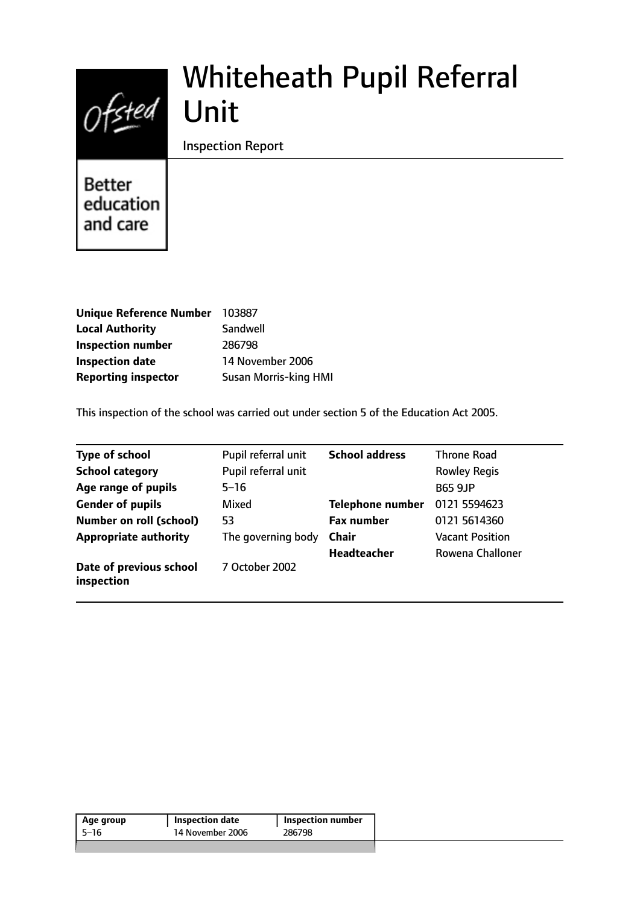# Whiteheath Pupil Referral Unit

Inspection Report

Better education and care

| | |
|---|---|
| **Unique Reference Number** | 103887 |
| **Local Authority** | Sandwell |
| **Inspection number** | 286798 |
| **Inspection date** | 14 November 2006 |
| **Reporting inspector** | Susan Morris-king HMI |

This inspection of the school was carried out under section 5 of the Education Act 2005.

| | | | |
|---|---|---|---|
| **Type of school** | Pupil referral unit | **School address** | Throne Road |
| **School category** | Pupil referral unit | | Rowley Regis |
| **Age range of pupils** | 5–16 | | B65 9JP |
| **Gender of pupils** | Mixed | **Telephone number** | 0121 5594623 |
| **Number on roll (school)** | 53 | **Fax number** | 0121 5614360 |
| **Appropriate authority** | The governing body | **Chair** | Vacant Position |
| | | **Headteacher** | Rowena Challoner |
| **Date of previous school inspection** | 7 October 2002 | | |

| Age group | Inspection date | Inspection number |
|---|---|---|
| 5–16 | 14 November 2006 | 286798 |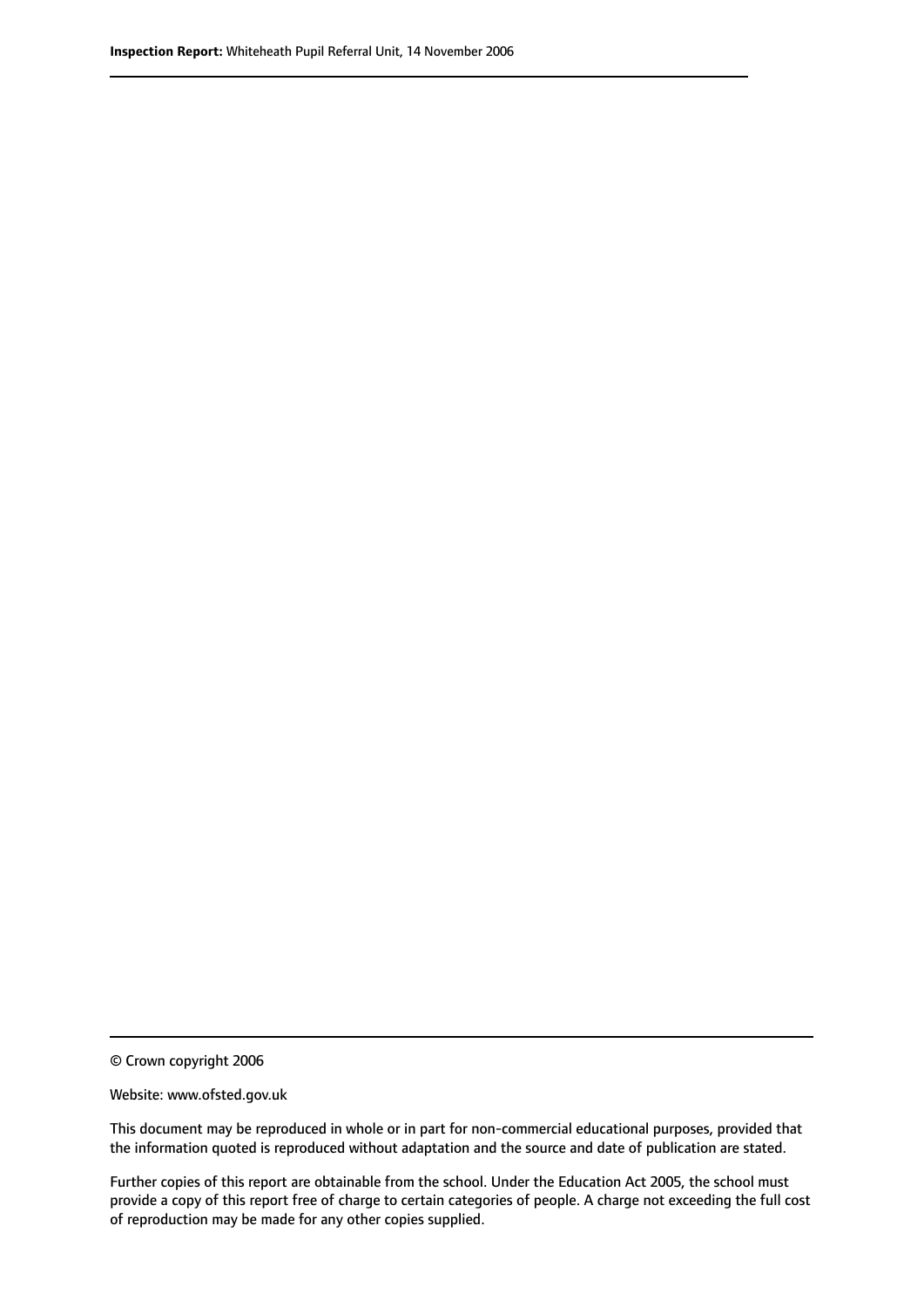© Crown copyright 2006

Website: www.ofsted.gov.uk

This document may be reproduced in whole or in part for non-commercial educational purposes, provided that the information quoted is reproduced without adaptation and the source and date of publication are stated.

Further copies of this report are obtainable from the school. Under the Education Act 2005, the school must provide a copy of this report free of charge to certain categories of people. A charge not exceeding the full cost of reproduction may be made for any other copies supplied.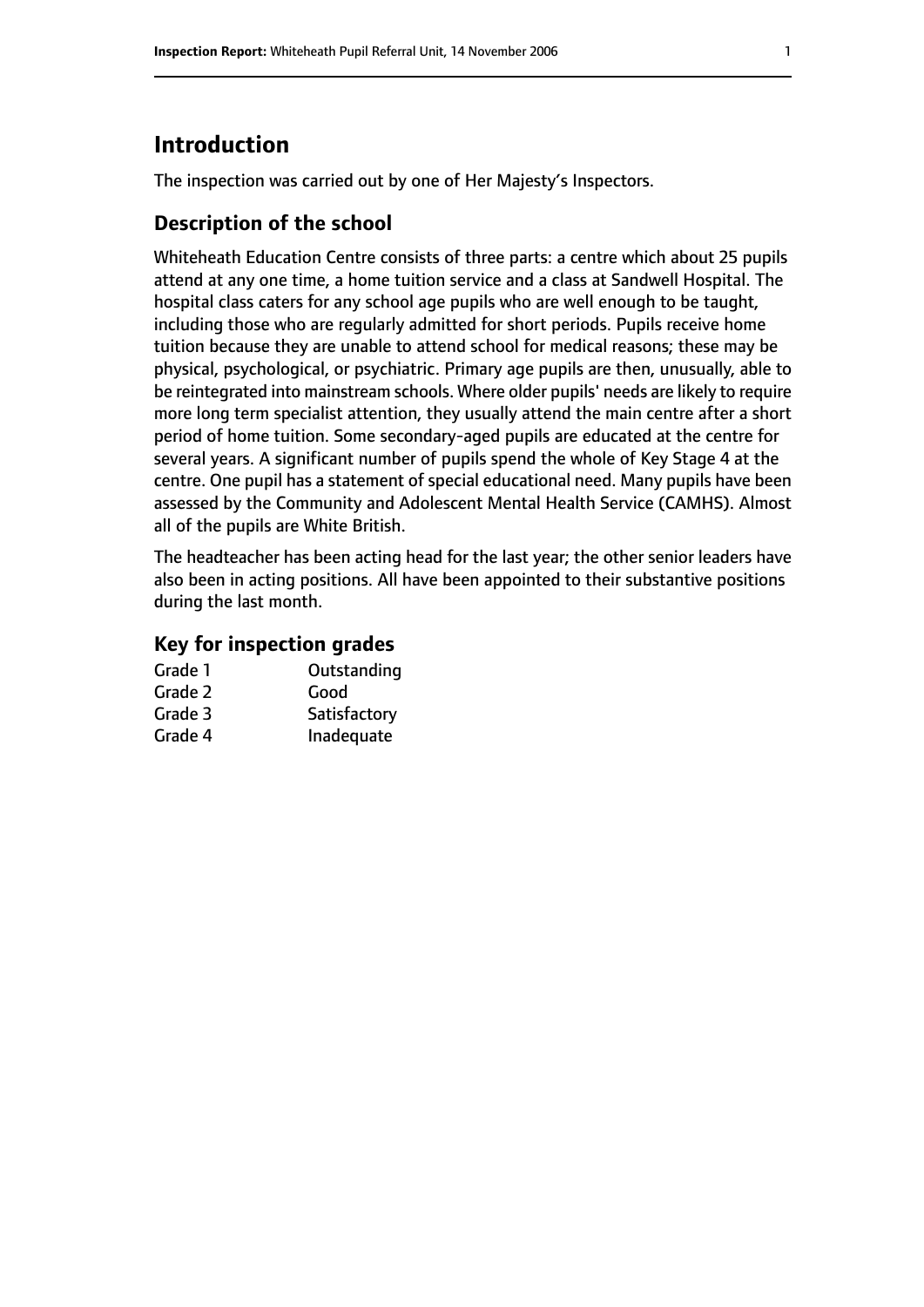# Introduction

The inspection was carried out by one of Her Majesty's Inspectors.

## Description of the school

Whiteheath Education Centre consists of three parts: a centre which about 25 pupils attend at any one time, a home tuition service and a class at Sandwell Hospital. The hospital class caters for any school age pupils who are well enough to be taught, including those who are regularly admitted for short periods. Pupils receive home tuition because they are unable to attend school for medical reasons; these may be physical, psychological, or psychiatric. Primary age pupils are then, unusually, able to be reintegrated into mainstream schools. Where older pupils' needs are likely to require more long term specialist attention, they usually attend the main centre after a short period of home tuition. Some secondary-aged pupils are educated at the centre for several years. A significant number of pupils spend the whole of Key Stage 4 at the centre. One pupil has a statement of special educational need. Many pupils have been assessed by the Community and Adolescent Mental Health Service (CAMHS). Almost all of the pupils are White British.

The headteacher has been acting head for the last year; the other senior leaders have also been in acting positions. All have been appointed to their substantive positions during the last month.

## Key for inspection grades

| | |
|---|---|
| Grade 1 | Outstanding |
| Grade 2 | Good |
| Grade 3 | Satisfactory |
| Grade 4 | Inadequate |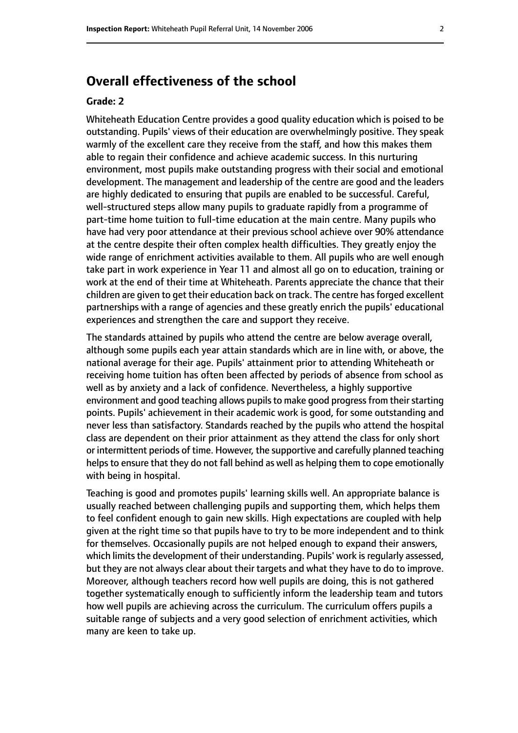## Overall effectiveness of the school

### Grade: 2

Whiteheath Education Centre provides a good quality education which is poised to be outstanding. Pupils' views of their education are overwhelmingly positive. They speak warmly of the excellent care they receive from the staff, and how this makes them able to regain their confidence and achieve academic success. In this nurturing environment, most pupils make outstanding progress with their social and emotional development. The management and leadership of the centre are good and the leaders are highly dedicated to ensuring that pupils are enabled to be successful. Careful, well-structured steps allow many pupils to graduate rapidly from a programme of part-time home tuition to full-time education at the main centre. Many pupils who have had very poor attendance at their previous school achieve over 90% attendance at the centre despite their often complex health difficulties. They greatly enjoy the wide range of enrichment activities available to them. All pupils who are well enough take part in work experience in Year 11 and almost all go on to education, training or work at the end of their time at Whiteheath. Parents appreciate the chance that their children are given to get their education back on track. The centre has forged excellent partnerships with a range of agencies and these greatly enrich the pupils' educational experiences and strengthen the care and support they receive.

The standards attained by pupils who attend the centre are below average overall, although some pupils each year attain standards which are in line with, or above, the national average for their age. Pupils' attainment prior to attending Whiteheath or receiving home tuition has often been affected by periods of absence from school as well as by anxiety and a lack of confidence. Nevertheless, a highly supportive environment and good teaching allows pupils to make good progress from their starting points. Pupils' achievement in their academic work is good, for some outstanding and never less than satisfactory. Standards reached by the pupils who attend the hospital class are dependent on their prior attainment as they attend the class for only short or intermittent periods of time. However, the supportive and carefully planned teaching helps to ensure that they do not fall behind as well as helping them to cope emotionally with being in hospital.

Teaching is good and promotes pupils' learning skills well. An appropriate balance is usually reached between challenging pupils and supporting them, which helps them to feel confident enough to gain new skills. High expectations are coupled with help given at the right time so that pupils have to try to be more independent and to think for themselves. Occasionally pupils are not helped enough to expand their answers, which limits the development of their understanding. Pupils' work is regularly assessed, but they are not always clear about their targets and what they have to do to improve. Moreover, although teachers record how well pupils are doing, this is not gathered together systematically enough to sufficiently inform the leadership team and tutors how well pupils are achieving across the curriculum. The curriculum offers pupils a suitable range of subjects and a very good selection of enrichment activities, which many are keen to take up.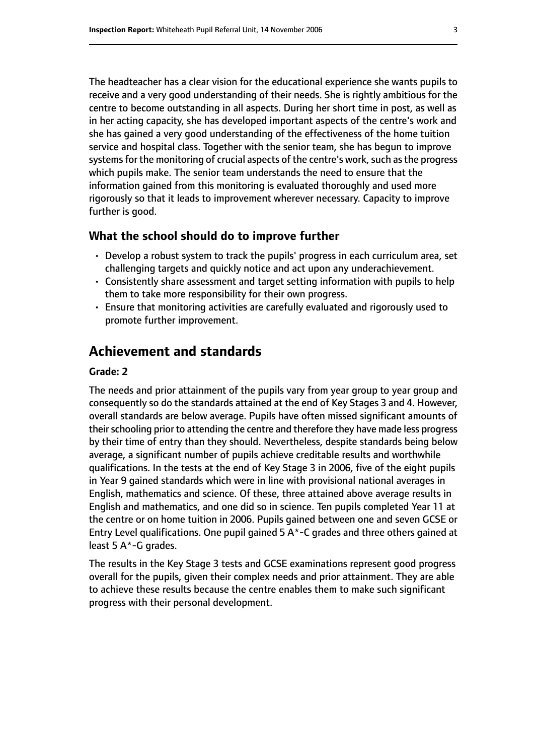The headteacher has a clear vision for the educational experience she wants pupils to receive and a very good understanding of their needs. She is rightly ambitious for the centre to become outstanding in all aspects. During her short time in post, as well as in her acting capacity, she has developed important aspects of the centre's work and she has gained a very good understanding of the effectiveness of the home tuition service and hospital class. Together with the senior team, she has begun to improve systems for the monitoring of crucial aspects of the centre's work, such as the progress which pupils make. The senior team understands the need to ensure that the information gained from this monitoring is evaluated thoroughly and used more rigorously so that it leads to improvement wherever necessary. Capacity to improve further is good.

### What the school should do to improve further

- Develop a robust system to track the pupils' progress in each curriculum area, set challenging targets and quickly notice and act upon any underachievement.
- Consistently share assessment and target setting information with pupils to help them to take more responsibility for their own progress.
- Ensure that monitoring activities are carefully evaluated and rigorously used to promote further improvement.

## Achievement and standards

#### Grade: 2

The needs and prior attainment of the pupils vary from year group to year group and consequently so do the standards attained at the end of Key Stages 3 and 4. However, overall standards are below average. Pupils have often missed significant amounts of their schooling prior to attending the centre and therefore they have made less progress by their time of entry than they should. Nevertheless, despite standards being below average, a significant number of pupils achieve creditable results and worthwhile qualifications. In the tests at the end of Key Stage 3 in 2006, five of the eight pupils in Year 9 gained standards which were in line with provisional national averages in English, mathematics and science. Of these, three attained above average results in English and mathematics, and one did so in science. Ten pupils completed Year 11 at the centre or on home tuition in 2006. Pupils gained between one and seven GCSE or Entry Level qualifications. One pupil gained 5 A*-C grades and three others gained at least 5 A*-G grades.

The results in the Key Stage 3 tests and GCSE examinations represent good progress overall for the pupils, given their complex needs and prior attainment. They are able to achieve these results because the centre enables them to make such significant progress with their personal development.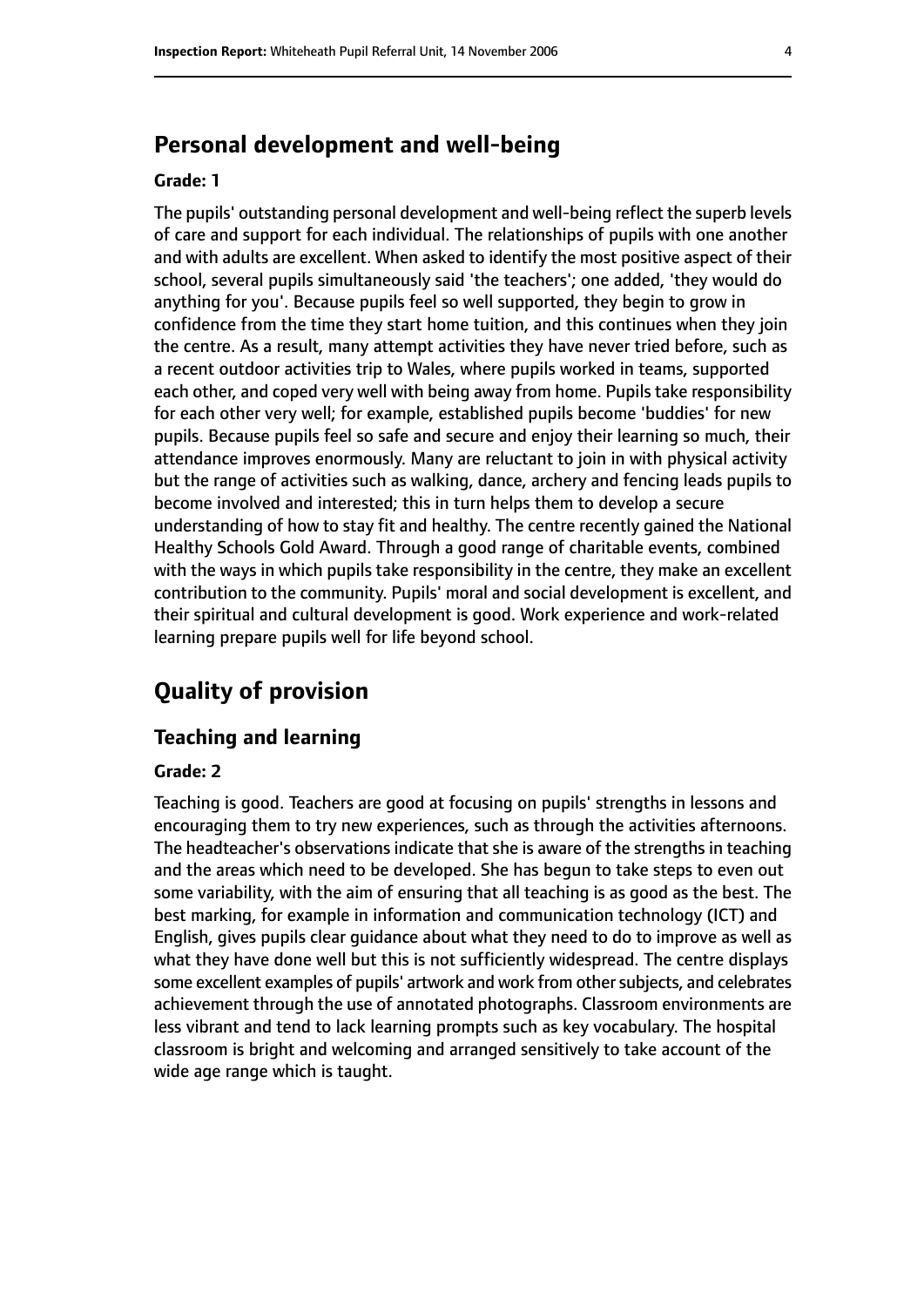## Personal development and well-being

**Grade: 1**

The pupils' outstanding personal development and well-being reflect the superb levels of care and support for each individual. The relationships of pupils with one another and with adults are excellent. When asked to identify the most positive aspect of their school, several pupils simultaneously said 'the teachers'; one added, 'they would do anything for you'. Because pupils feel so well supported, they begin to grow in confidence from the time they start home tuition, and this continues when they join the centre. As a result, many attempt activities they have never tried before, such as a recent outdoor activities trip to Wales, where pupils worked in teams, supported each other, and coped very well with being away from home. Pupils take responsibility for each other very well; for example, established pupils become 'buddies' for new pupils. Because pupils feel so safe and secure and enjoy their learning so much, their attendance improves enormously. Many are reluctant to join in with physical activity but the range of activities such as walking, dance, archery and fencing leads pupils to become involved and interested; this in turn helps them to develop a secure understanding of how to stay fit and healthy. The centre recently gained the National Healthy Schools Gold Award. Through a good range of charitable events, combined with the ways in which pupils take responsibility in the centre, they make an excellent contribution to the community. Pupils' moral and social development is excellent, and their spiritual and cultural development is good. Work experience and work-related learning prepare pupils well for life beyond school.

## Quality of provision

### Teaching and learning

**Grade: 2**

Teaching is good. Teachers are good at focusing on pupils' strengths in lessons and encouraging them to try new experiences, such as through the activities afternoons. The headteacher's observations indicate that she is aware of the strengths in teaching and the areas which need to be developed. She has begun to take steps to even out some variability, with the aim of ensuring that all teaching is as good as the best. The best marking, for example in information and communication technology (ICT) and English, gives pupils clear guidance about what they need to do to improve as well as what they have done well but this is not sufficiently widespread. The centre displays some excellent examples of pupils' artwork and work from other subjects, and celebrates achievement through the use of annotated photographs. Classroom environments are less vibrant and tend to lack learning prompts such as key vocabulary. The hospital classroom is bright and welcoming and arranged sensitively to take account of the wide age range which is taught.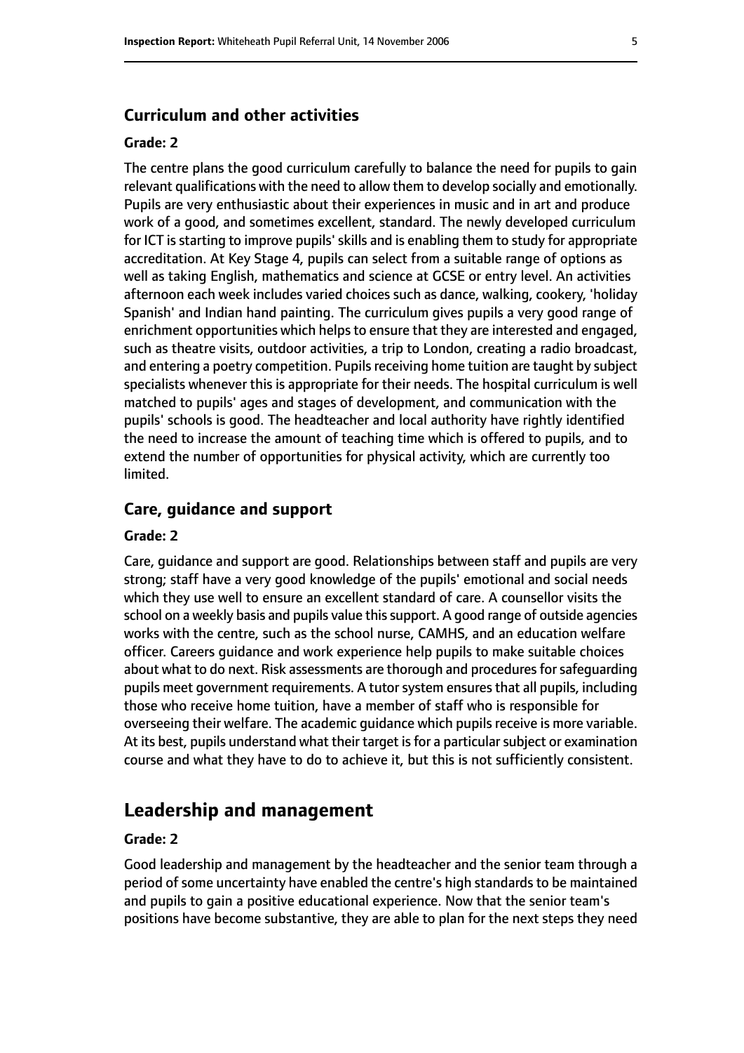### Curriculum and other activities

#### Grade: 2

The centre plans the good curriculum carefully to balance the need for pupils to gain relevant qualifications with the need to allow them to develop socially and emotionally. Pupils are very enthusiastic about their experiences in music and in art and produce work of a good, and sometimes excellent, standard. The newly developed curriculum for ICT is starting to improve pupils' skills and is enabling them to study for appropriate accreditation. At Key Stage 4, pupils can select from a suitable range of options as well as taking English, mathematics and science at GCSE or entry level. An activities afternoon each week includes varied choices such as dance, walking, cookery, 'holiday Spanish' and Indian hand painting. The curriculum gives pupils a very good range of enrichment opportunities which helps to ensure that they are interested and engaged, such as theatre visits, outdoor activities, a trip to London, creating a radio broadcast, and entering a poetry competition. Pupils receiving home tuition are taught by subject specialists whenever this is appropriate for their needs. The hospital curriculum is well matched to pupils' ages and stages of development, and communication with the pupils' schools is good. The headteacher and local authority have rightly identified the need to increase the amount of teaching time which is offered to pupils, and to extend the number of opportunities for physical activity, which are currently too limited.

### Care, guidance and support

#### Grade: 2

Care, guidance and support are good. Relationships between staff and pupils are very strong; staff have a very good knowledge of the pupils' emotional and social needs which they use well to ensure an excellent standard of care. A counsellor visits the school on a weekly basis and pupils value this support. A good range of outside agencies works with the centre, such as the school nurse, CAMHS, and an education welfare officer. Careers guidance and work experience help pupils to make suitable choices about what to do next. Risk assessments are thorough and procedures for safeguarding pupils meet government requirements. A tutor system ensures that all pupils, including those who receive home tuition, have a member of staff who is responsible for overseeing their welfare. The academic guidance which pupils receive is more variable. At its best, pupils understand what their target is for a particular subject or examination course and what they have to do to achieve it, but this is not sufficiently consistent.

## Leadership and management

#### Grade: 2

Good leadership and management by the headteacher and the senior team through a period of some uncertainty have enabled the centre's high standards to be maintained and pupils to gain a positive educational experience. Now that the senior team's positions have become substantive, they are able to plan for the next steps they need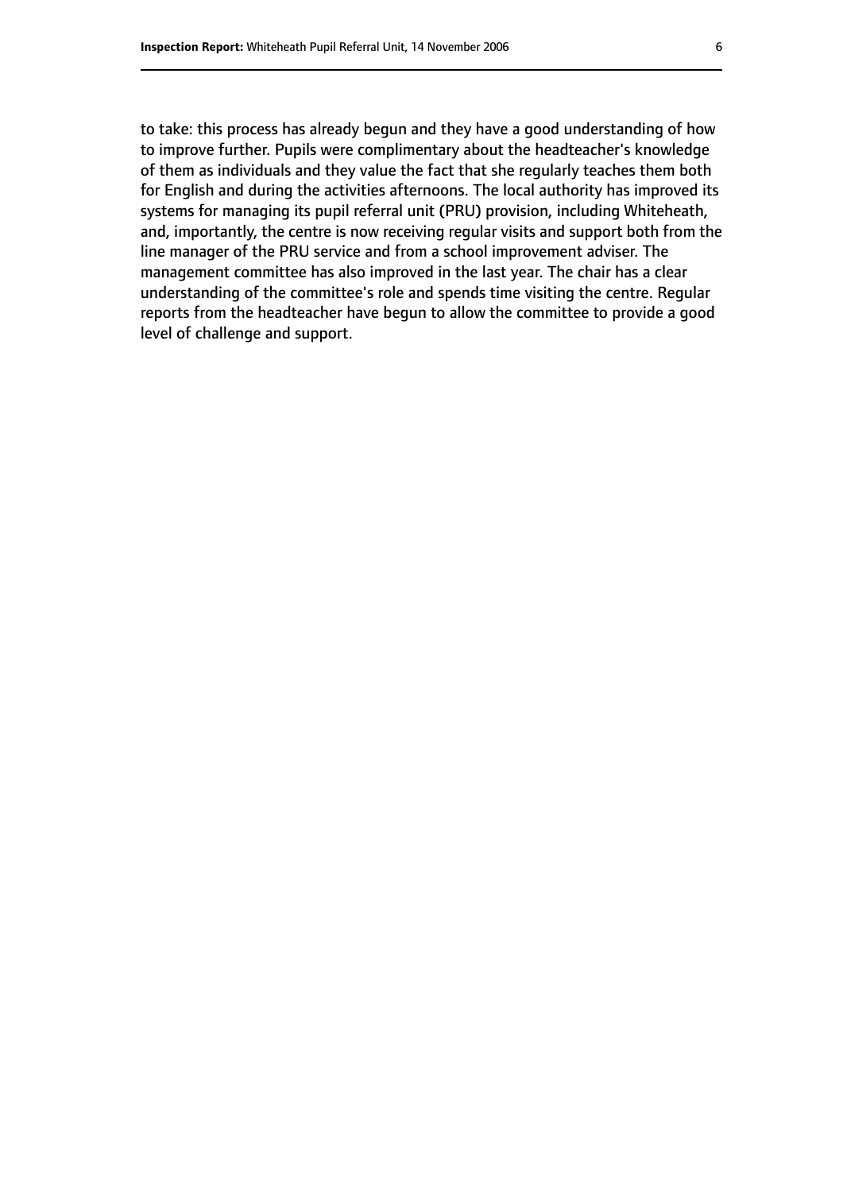to take: this process has already begun and they have a good understanding of how to improve further. Pupils were complimentary about the headteacher's knowledge of them as individuals and they value the fact that she regularly teaches them both for English and during the activities afternoons. The local authority has improved its systems for managing its pupil referral unit (PRU) provision, including Whiteheath, and, importantly, the centre is now receiving regular visits and support both from the line manager of the PRU service and from a school improvement adviser. The management committee has also improved in the last year. The chair has a clear understanding of the committee's role and spends time visiting the centre. Regular reports from the headteacher have begun to allow the committee to provide a good level of challenge and support.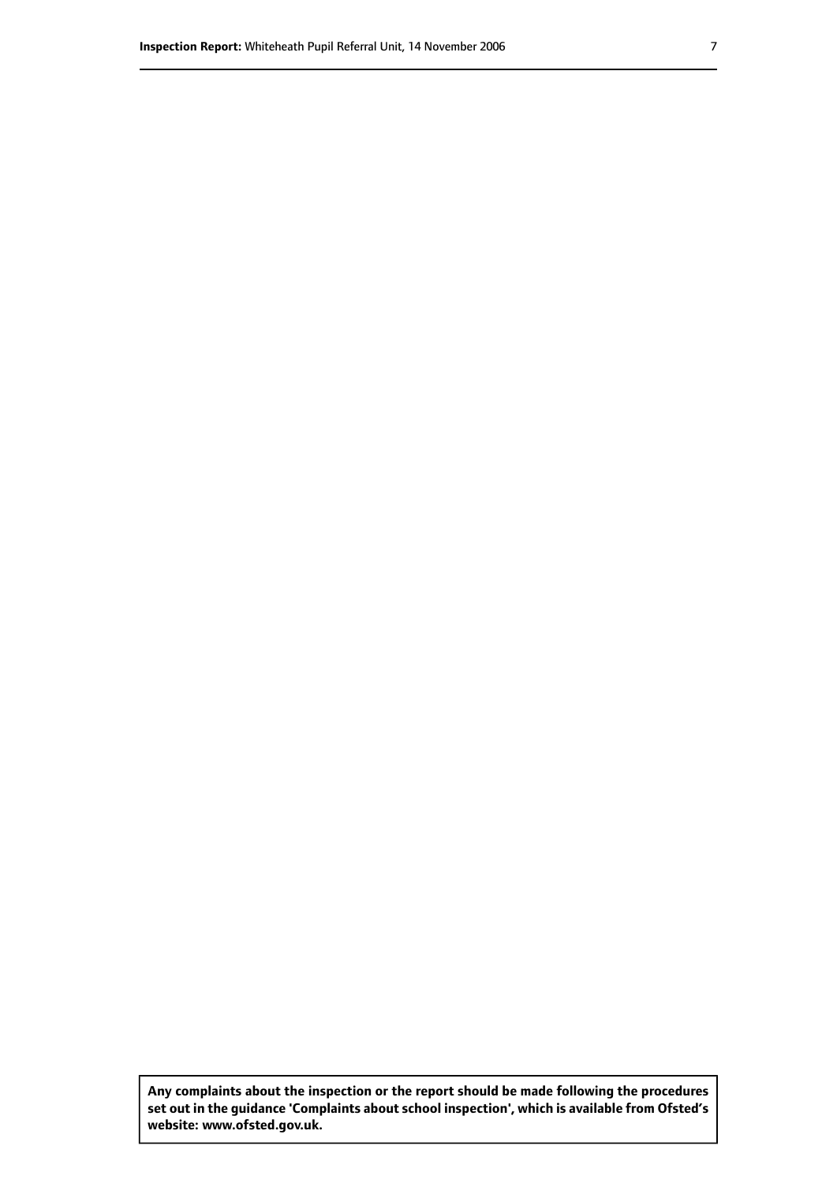**Any complaints about the inspection or the report should be made following the procedures set out in the guidance 'Complaints about school inspection', which is available from Ofsted's website: www.ofsted.gov.uk.**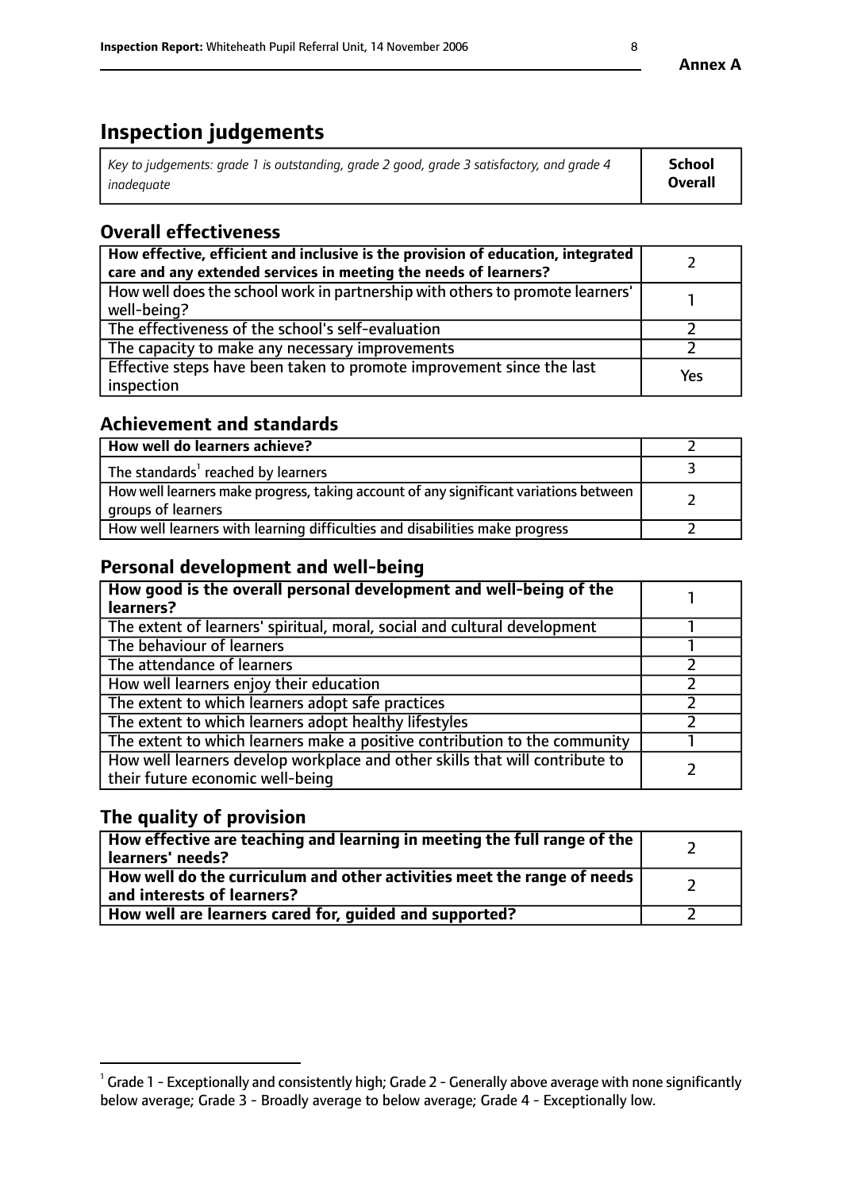**Annex A**

# Inspection judgements

| *Key to judgements: grade 1 is outstanding, grade 2 good, grade 3 satisfactory, and grade 4 inadequate* | **School Overall** |
|---|---|

## Overall effectiveness

| | |
|---|---|
| **How effective, efficient and inclusive is the provision of education, integrated care and any extended services in meeting the needs of learners?** | 2 |
| How well does the school work in partnership with others to promote learners' well-being? | 1 |
| The effectiveness of the school's self-evaluation | 2 |
| The capacity to make any necessary improvements | 2 |
| Effective steps have been taken to promote improvement since the last inspection | Yes |

## Achievement and standards

| | |
|---|---|
| **How well do learners achieve?** | 2 |
| The standards[1] reached by learners | 3 |
| How well learners make progress, taking account of any significant variations between groups of learners | 2 |
| How well learners with learning difficulties and disabilities make progress | 2 |

## Personal development and well-being

| | |
|---|---|
| **How good is the overall personal development and well-being of the learners?** | 1 |
| The extent of learners' spiritual, moral, social and cultural development | 1 |
| The behaviour of learners | 1 |
| The attendance of learners | 2 |
| How well learners enjoy their education | 2 |
| The extent to which learners adopt safe practices | 2 |
| The extent to which learners adopt healthy lifestyles | 2 |
| The extent to which learners make a positive contribution to the community | 1 |
| How well learners develop workplace and other skills that will contribute to their future economic well-being | 2 |

## The quality of provision

| | |
|---|---|
| **How effective are teaching and learning in meeting the full range of the learners' needs?** | 2 |
| **How well do the curriculum and other activities meet the range of needs and interests of learners?** | 2 |
| **How well are learners cared for, guided and supported?** | 2 |

[1] Grade 1 - Exceptionally and consistently high; Grade 2 - Generally above average with none significantly below average; Grade 3 - Broadly average to below average; Grade 4 - Exceptionally low.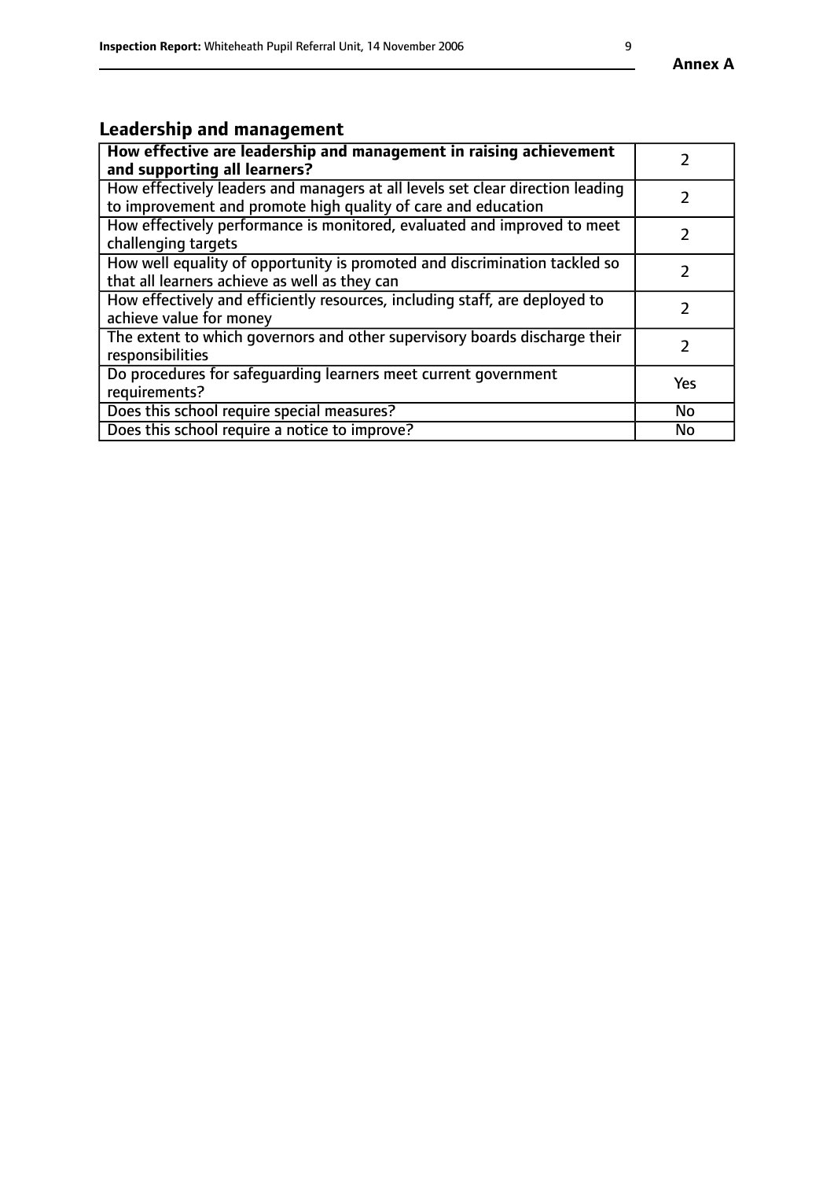## Leadership and management

| **How effective are leadership and management in raising achievement and supporting all learners?** | 2 |
|---|---|
| How effectively leaders and managers at all levels set clear direction leading to improvement and promote high quality of care and education | 2 |
| How effectively performance is monitored, evaluated and improved to meet challenging targets | 2 |
| How well equality of opportunity is promoted and discrimination tackled so that all learners achieve as well as they can | 2 |
| How effectively and efficiently resources, including staff, are deployed to achieve value for money | 2 |
| The extent to which governors and other supervisory boards discharge their responsibilities | 2 |
| Do procedures for safeguarding learners meet current government requirements? | Yes |
| Does this school require special measures? | No |
| Does this school require a notice to improve? | No |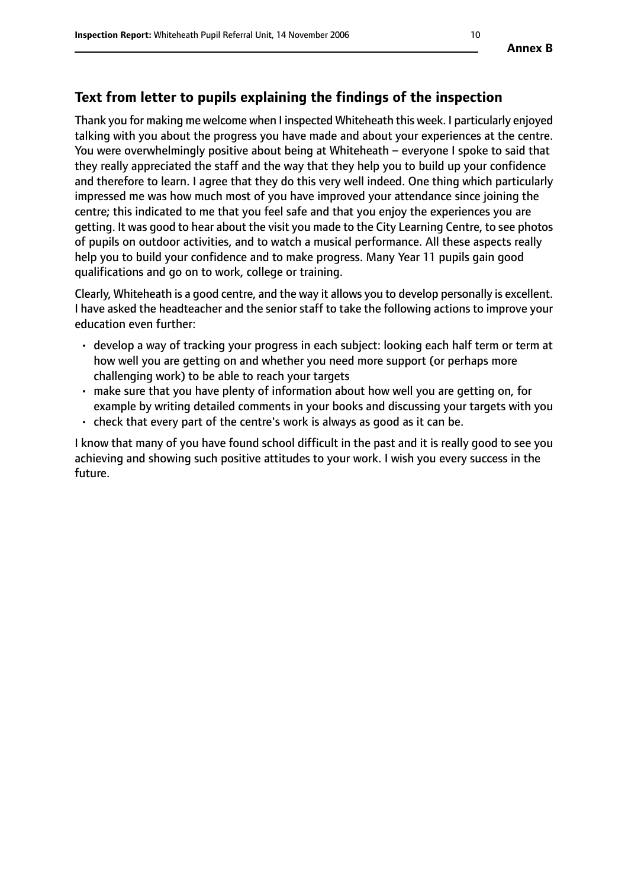## Text from letter to pupils explaining the findings of the inspection

Thank you for making me welcome when I inspected Whiteheath this week. I particularly enjoyed talking with you about the progress you have made and about your experiences at the centre. You were overwhelmingly positive about being at Whiteheath – everyone I spoke to said that they really appreciated the staff and the way that they help you to build up your confidence and therefore to learn. I agree that they do this very well indeed. One thing which particularly impressed me was how much most of you have improved your attendance since joining the centre; this indicated to me that you feel safe and that you enjoy the experiences you are getting. It was good to hear about the visit you made to the City Learning Centre, to see photos of pupils on outdoor activities, and to watch a musical performance. All these aspects really help you to build your confidence and to make progress. Many Year 11 pupils gain good qualifications and go on to work, college or training.

Clearly, Whiteheath is a good centre, and the way it allows you to develop personally is excellent. I have asked the headteacher and the senior staff to take the following actions to improve your education even further:

- develop a way of tracking your progress in each subject: looking each half term or term at how well you are getting on and whether you need more support (or perhaps more challenging work) to be able to reach your targets
- make sure that you have plenty of information about how well you are getting on, for example by writing detailed comments in your books and discussing your targets with you
- check that every part of the centre's work is always as good as it can be.

I know that many of you have found school difficult in the past and it is really good to see you achieving and showing such positive attitudes to your work. I wish you every success in the future.